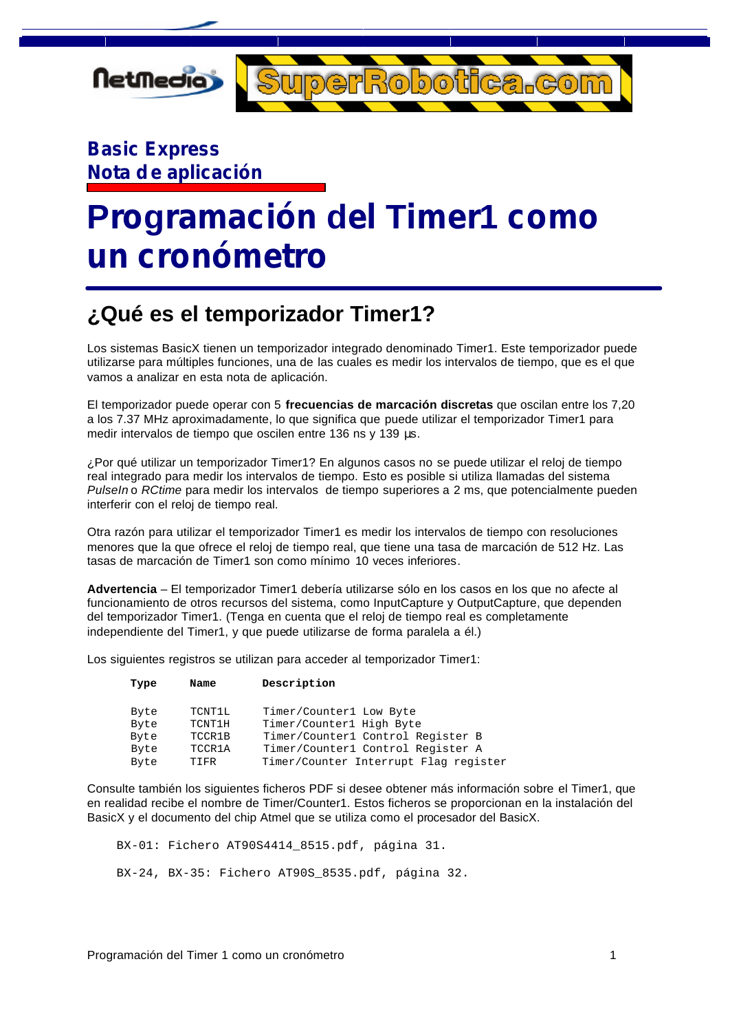**Basic Express**
**Nota de aplicación**

# Programación del Timer1 como un cronómetro

## ¿Qué es el temporizador Timer1?

Los sistemas BasicX tienen un temporizador integrado denominado Timer1. Este temporizador puede utilizarse para múltiples funciones, una de las cuales es medir los intervalos de tiempo, que es el que vamos a analizar en esta nota de aplicación.

El temporizador puede operar con 5 **frecuencias de marcación discretas** que oscilan entre los 7,20 a los 7.37 MHz aproximadamente, lo que significa que puede utilizar el temporizador Timer1 para medir intervalos de tiempo que oscilen entre 136 ns y 139 µs.

¿Por qué utilizar un temporizador Timer1? En algunos casos no se puede utilizar el reloj de tiempo real integrado para medir los intervalos de tiempo. Esto es posible si utiliza llamadas del sistema *PulseIn* o *RCtime* para medir los intervalos de tiempo superiores a 2 ms, que potencialmente pueden interferir con el reloj de tiempo real.

Otra razón para utilizar el temporizador Timer1 es medir los intervalos de tiempo con resoluciones menores que la que ofrece el reloj de tiempo real, que tiene una tasa de marcación de 512 Hz. Las tasas de marcación de Timer1 son como mínimo 10 veces inferiores.

**Advertencia** – El temporizador Timer1 debería utilizarse sólo en los casos en los que no afecte al funcionamiento de otros recursos del sistema, como InputCapture y OutputCapture, que dependen del temporizador Timer1. (Tenga en cuenta que el reloj de tiempo real es completamente independiente del Timer1, y que puede utilizarse de forma paralela a él.)

Los siguientes registros se utilizan para acceder al temporizador Timer1:

| Type | Name | Description |
|---|---|---|
| Byte | TCNT1L | Timer/Counter1 Low Byte |
| Byte | TCNT1H | Timer/Counter1 High Byte |
| Byte | TCCR1B | Timer/Counter1 Control Register B |
| Byte | TCCR1A | Timer/Counter1 Control Register A |
| Byte | TIFR | Timer/Counter Interrupt Flag register |

Consulte también los siguientes ficheros PDF si desee obtener más información sobre el Timer1, que en realidad recibe el nombre de Timer/Counter1. Estos ficheros se proporcionan en la instalación del BasicX y el documento del chip Atmel que se utiliza como el procesador del BasicX.

```
BX-01: Fichero AT90S4414_8515.pdf, página 31.

BX-24, BX-35: Fichero AT90S_8535.pdf, página 32.
```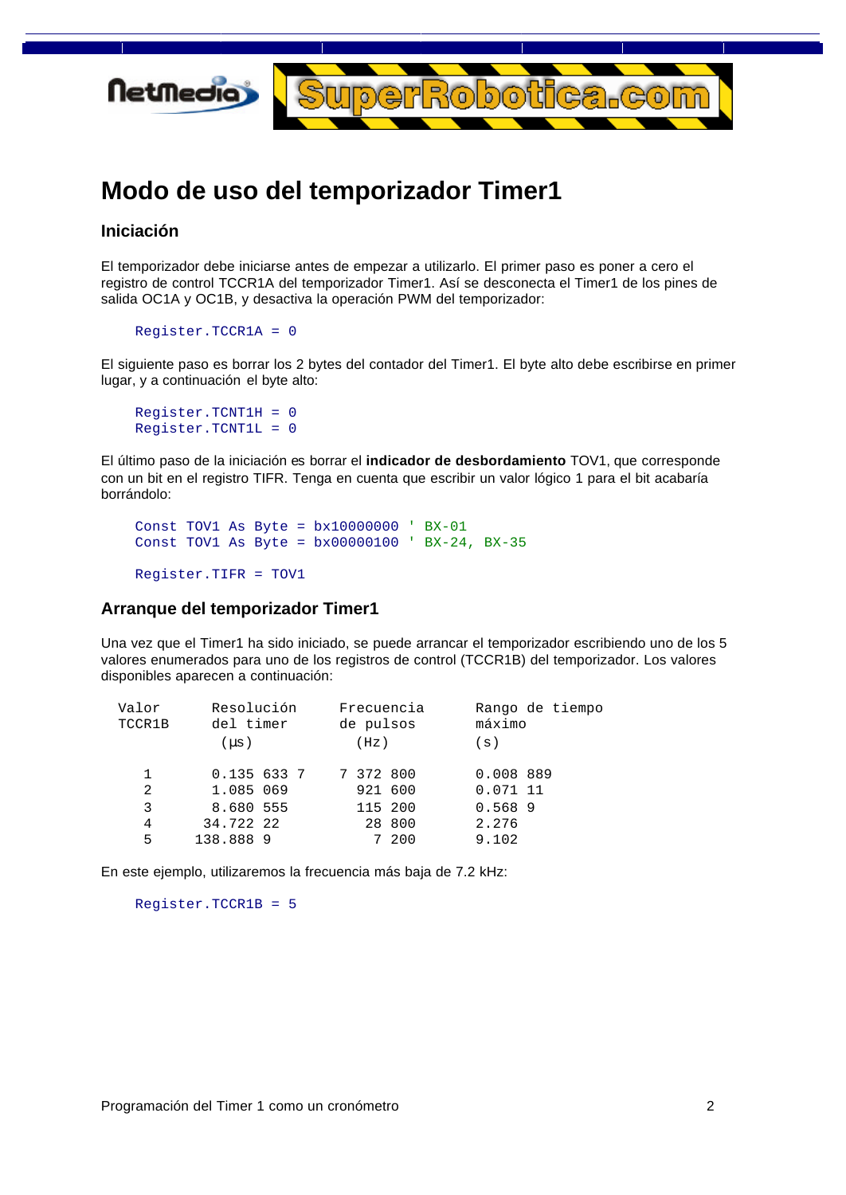# Modo de uso del temporizador Timer1

## Iniciación

El temporizador debe iniciarse antes de empezar a utilizarlo. El primer paso es poner a cero el registro de control TCCR1A del temporizador Timer1. Así se desconecta el Timer1 de los pines de salida OC1A y OC1B, y desactiva la operación PWM del temporizador:

```
Register.TCCR1A = 0
```

El siguiente paso es borrar los 2 bytes del contador del Timer1. El byte alto debe escribirse en primer lugar, y a continuación el byte alto:

```
Register.TCNT1H = 0
Register.TCNT1L = 0
```

El último paso de la iniciación es borrar el **indicador de desbordamiento** TOV1, que corresponde con un bit en el registro TIFR. Tenga en cuenta que escribir un valor lógico 1 para el bit acabaría borrándolo:

```
Const TOV1 As Byte = bx10000000 ' BX-01
Const TOV1 As Byte = bx00000100 ' BX-24, BX-35

Register.TIFR = TOV1
```

## Arranque del temporizador Timer1

Una vez que el Timer1 ha sido iniciado, se puede arrancar el temporizador escribiendo uno de los 5 valores enumerados para uno de los registros de control (TCCR1B) del temporizador. Los valores disponibles aparecen a continuación:

| Valor TCCR1B | Resolución del timer (µs) | Frecuencia de pulsos (Hz) | Rango de tiempo máximo (s) |
|---|---|---|---|
| 1 | 0.135 633 7 | 7 372 800 | 0.008 889 |
| 2 | 1.085 069 | 921 600 | 0.071 11 |
| 3 | 8.680 555 | 115 200 | 0.568 9 |
| 4 | 34.722 22 | 28 800 | 2.276 |
| 5 | 138.888 9 | 7 200 | 9.102 |

En este ejemplo, utilizaremos la frecuencia más baja de 7.2 kHz:

```
Register.TCCR1B = 5
```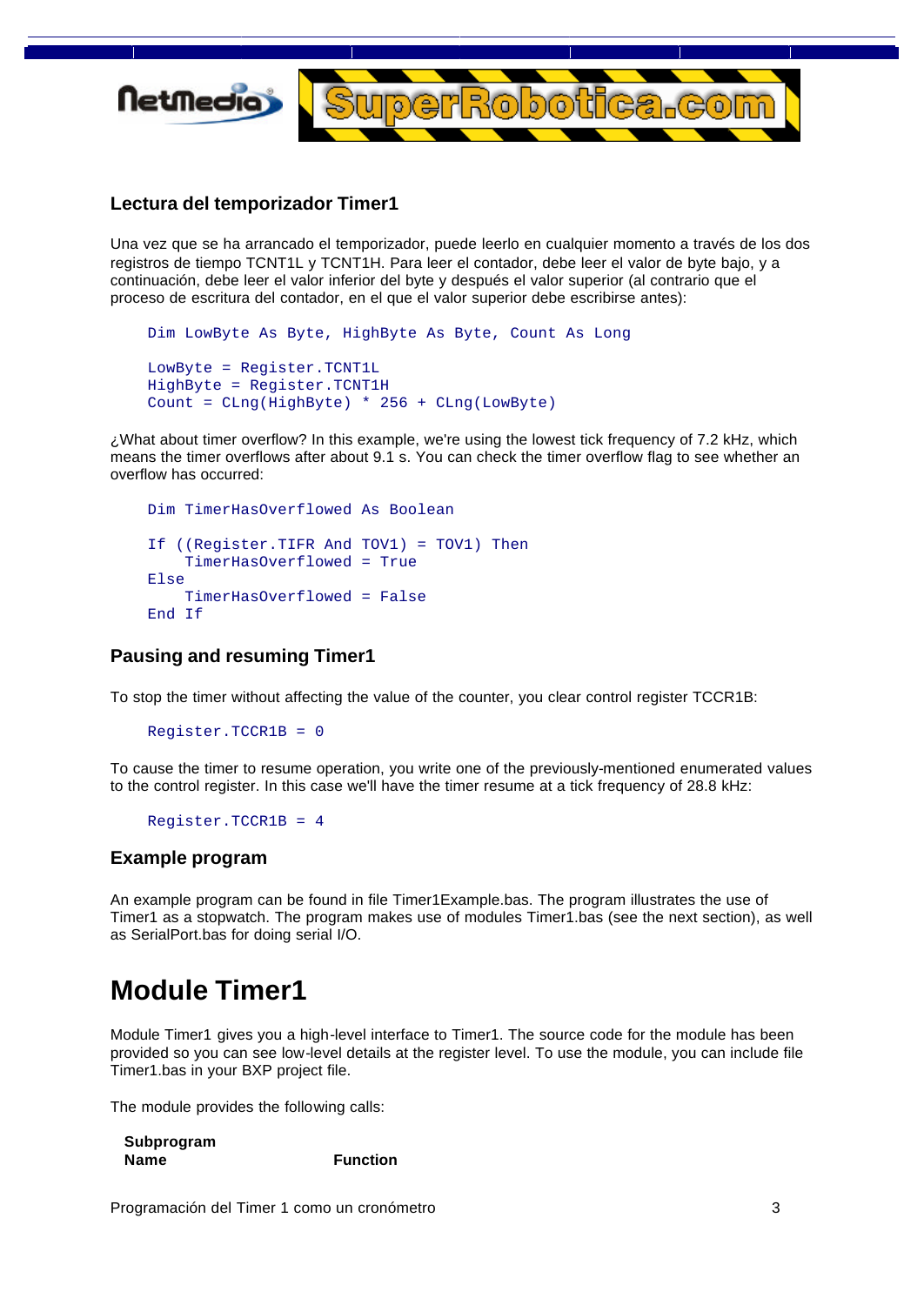### Lectura del temporizador Timer1

Una vez que se ha arrancado el temporizador, puede leerlo en cualquier momento a través de los dos registros de tiempo TCNT1L y TCNT1H. Para leer el contador, debe leer el valor de byte bajo, y a continuación, debe leer el valor inferior del byte y después el valor superior (al contrario que el proceso de escritura del contador, en el que el valor superior debe escribirse antes):

```
Dim LowByte As Byte, HighByte As Byte, Count As Long

LowByte = Register.TCNT1L
HighByte = Register.TCNT1H
Count = CLng(HighByte) * 256 + CLng(LowByte)
```

¿What about timer overflow? In this example, we're using the lowest tick frequency of 7.2 kHz, which means the timer overflows after about 9.1 s. You can check the timer overflow flag to see whether an overflow has occurred:

```
Dim TimerHasOverflowed As Boolean

If ((Register.TIFR And TOV1) = TOV1) Then
    TimerHasOverflowed = True
Else
    TimerHasOverflowed = False
End If
```

### Pausing and resuming Timer1

To stop the timer without affecting the value of the counter, you clear control register TCCR1B:

```
Register.TCCR1B = 0
```

To cause the timer to resume operation, you write one of the previously-mentioned enumerated values to the control register. In this case we'll have the timer resume at a tick frequency of 28.8 kHz:

```
Register.TCCR1B = 4
```

### Example program

An example program can be found in file Timer1Example.bas. The program illustrates the use of Timer1 as a stopwatch. The program makes use of modules Timer1.bas (see the next section), as well as SerialPort.bas for doing serial I/O.

# Module Timer1

Module Timer1 gives you a high-level interface to Timer1. The source code for the module has been provided so you can see low-level details at the register level. To use the module, you can include file Timer1.bas in your BXP project file.

The module provides the following calls:

| Subprogram Name | Function |
|---|---|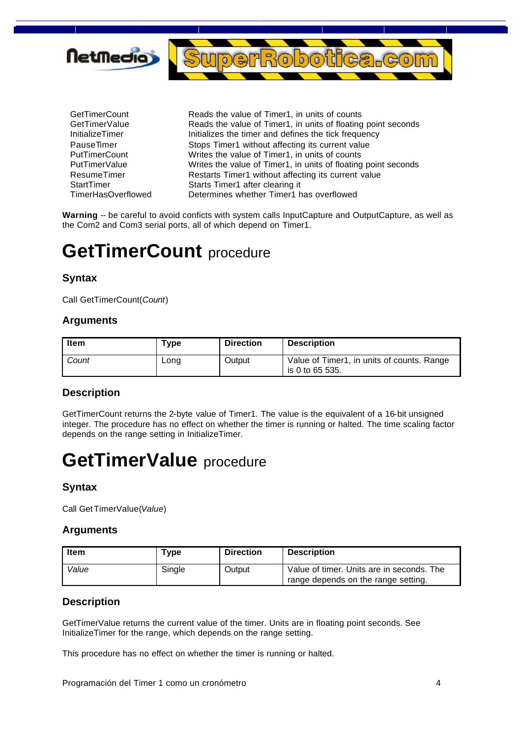| | |
|---|---|
| GetTimerCount | Reads the value of Timer1, in units of counts |
| GetTimerValue | Reads the value of Timer1, in units of floating point seconds |
| InitializeTimer | Initializes the timer and defines the tick frequency |
| PauseTimer | Stops Timer1 without affecting its current value |
| PutTimerCount | Writes the value of Timer1, in units of counts |
| PutTimerValue | Writes the value of Timer1, in units of floating point seconds |
| ResumeTimer | Restarts Timer1 without affecting its current value |
| StartTimer | Starts Timer1 after clearing it |
| TimerHasOverflowed | Determines whether Timer1 has overflowed |

**Warning** -- be careful to avoid conficts with system calls InputCapture and OutputCapture, as well as the Com2 and Com3 serial ports, all of which depend on Timer1.

# GetTimerCount procedure

### Syntax

Call GetTimerCount(*Count*)

### Arguments

| Item | Type | Direction | Description |
|---|---|---|---|
| *Count* | Long | Output | Value of Timer1, in units of counts. Range is 0 to 65 535. |

### Description

GetTimerCount returns the 2-byte value of Timer1. The value is the equivalent of a 16-bit unsigned integer. The procedure has no effect on whether the timer is running or halted. The time scaling factor depends on the range setting in InitializeTimer.

# GetTimerValue procedure

### Syntax

Call GetTimerValue(*Value*)

### Arguments

| Item | Type | Direction | Description |
|---|---|---|---|
| *Value* | Single | Output | Value of timer. Units are in seconds. The range depends on the range setting. |

### Description

GetTimerValue returns the current value of the timer. Units are in floating point seconds. See InitializeTimer for the range, which depends on the range setting.

This procedure has no effect on whether the timer is running or halted.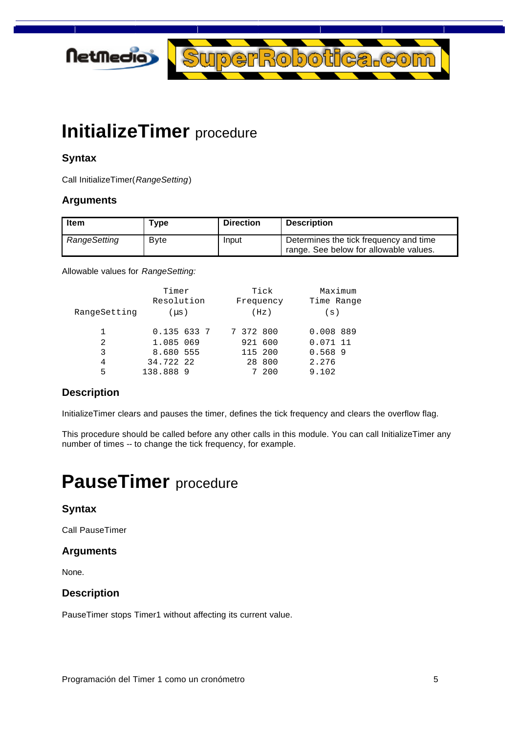# InitializeTimer procedure

### Syntax

Call InitializeTimer(*RangeSetting*)

### Arguments

| Item | Type | Direction | Description |
|---|---|---|---|
| *RangeSetting* | Byte | Input | Determines the tick frequency and time range. See below for allowable values. |

Allowable values for *RangeSetting:*

| RangeSetting | Timer Resolution (µs) | Tick Frequency (Hz) | Maximum Time Range (s) |
|---|---|---|---|
| 1 | 0.135 633 7 | 7 372 800 | 0.008 889 |
| 2 | 1.085 069 | 921 600 | 0.071 11 |
| 3 | 8.680 555 | 115 200 | 0.568 9 |
| 4 | 34.722 22 | 28 800 | 2.276 |
| 5 | 138.888 9 | 7 200 | 9.102 |

### Description

InitializeTimer clears and pauses the timer, defines the tick frequency and clears the overflow flag.

This procedure should be called before any other calls in this module. You can call InitializeTimer any number of times -- to change the tick frequency, for example.

# PauseTimer procedure

### Syntax

Call PauseTimer

### Arguments

None.

### Description

PauseTimer stops Timer1 without affecting its current value.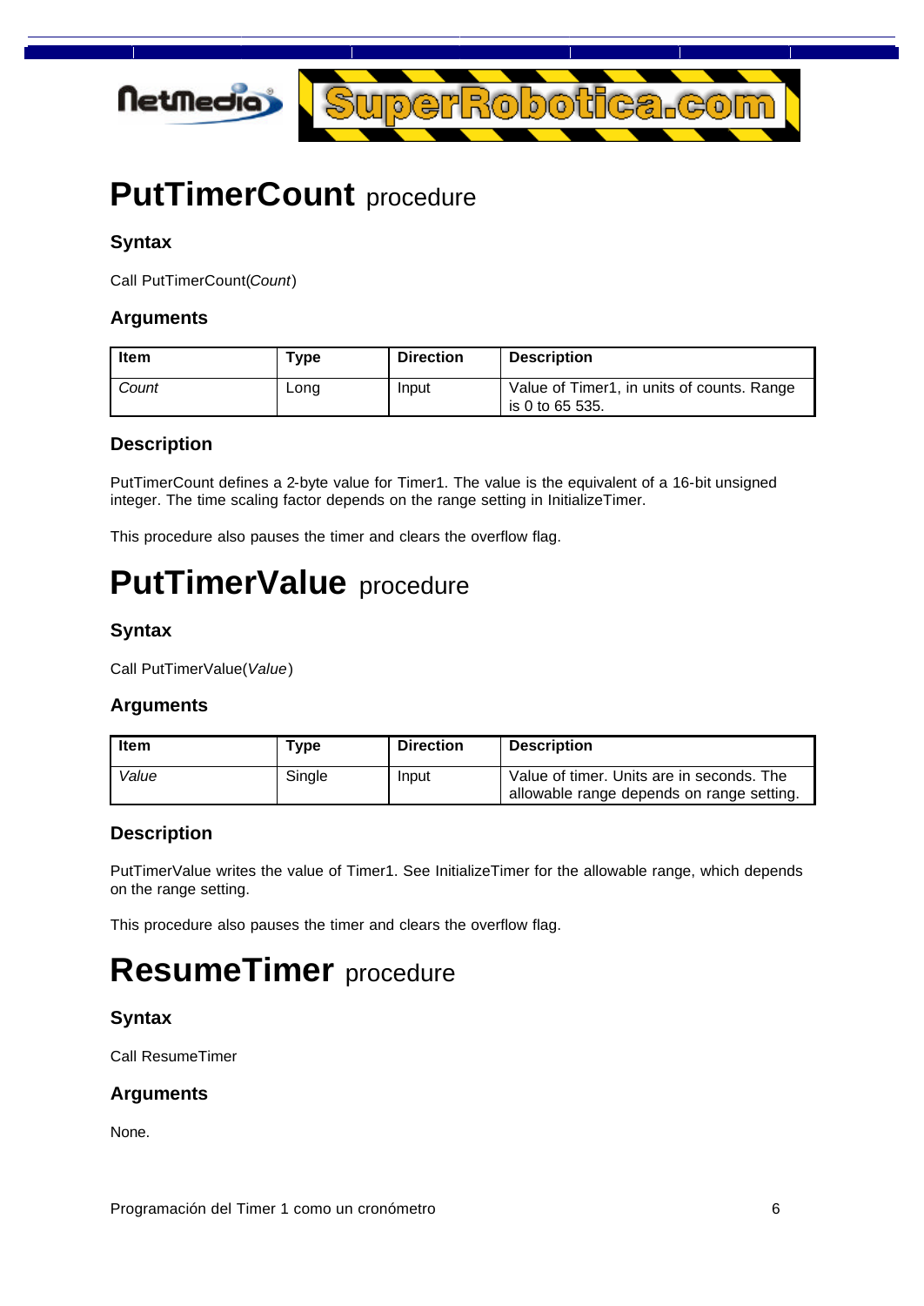# PutTimerCount procedure

### Syntax

Call PutTimerCount(*Count*)

### Arguments

| Item | Type | Direction | Description |
|---|---|---|---|
| *Count* | Long | Input | Value of Timer1, in units of counts. Range is 0 to 65 535. |

### Description

PutTimerCount defines a 2-byte value for Timer1. The value is the equivalent of a 16-bit unsigned integer. The time scaling factor depends on the range setting in InitializeTimer.

This procedure also pauses the timer and clears the overflow flag.

# PutTimerValue procedure

### Syntax

Call PutTimerValue(*Value*)

### Arguments

| Item | Type | Direction | Description |
|---|---|---|---|
| *Value* | Single | Input | Value of timer. Units are in seconds. The allowable range depends on range setting. |

### Description

PutTimerValue writes the value of Timer1. See InitializeTimer for the allowable range, which depends on the range setting.

This procedure also pauses the timer and clears the overflow flag.

# ResumeTimer procedure

### Syntax

Call ResumeTimer

### Arguments

None.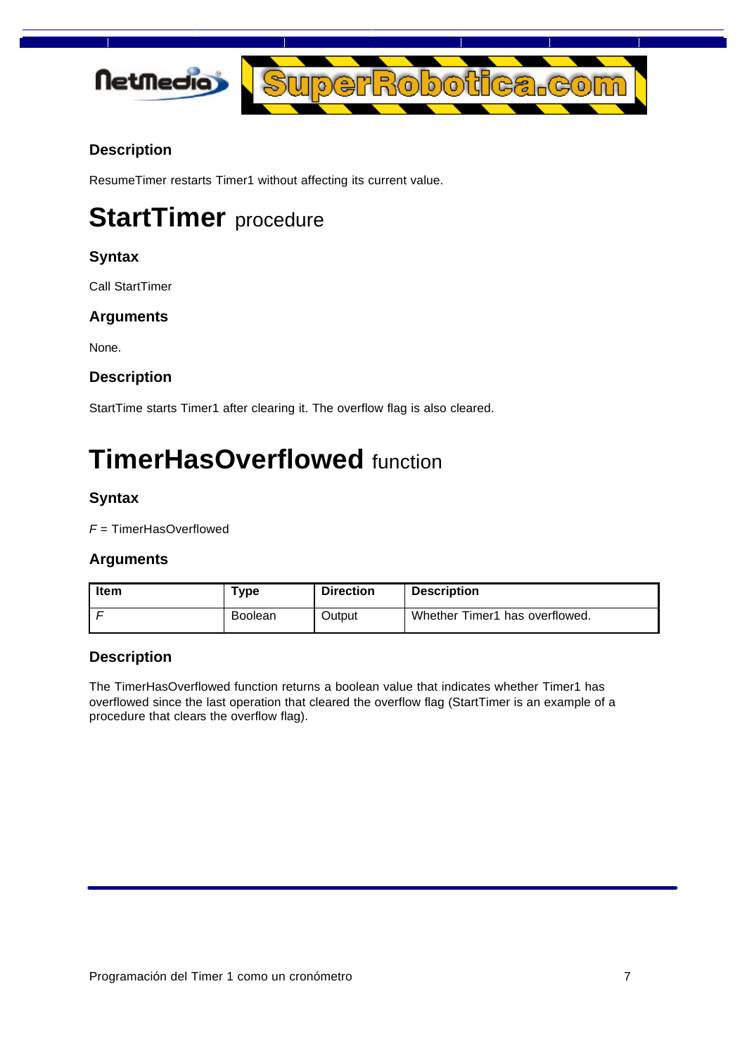### Description

ResumeTimer restarts Timer1 without affecting its current value.

## StartTimer procedure

### Syntax

Call StartTimer

### Arguments

None.

### Description

StartTime starts Timer1 after clearing it. The overflow flag is also cleared.

## TimerHasOverflowed function

### Syntax

*F* = TimerHasOverflowed

### Arguments

| Item | Type | Direction | Description |
|---|---|---|---|
| *F* | Boolean | Output | Whether Timer1 has overflowed. |

### Description

The TimerHasOverflowed function returns a boolean value that indicates whether Timer1 has overflowed since the last operation that cleared the overflow flag (StartTimer is an example of a procedure that clears the overflow flag).